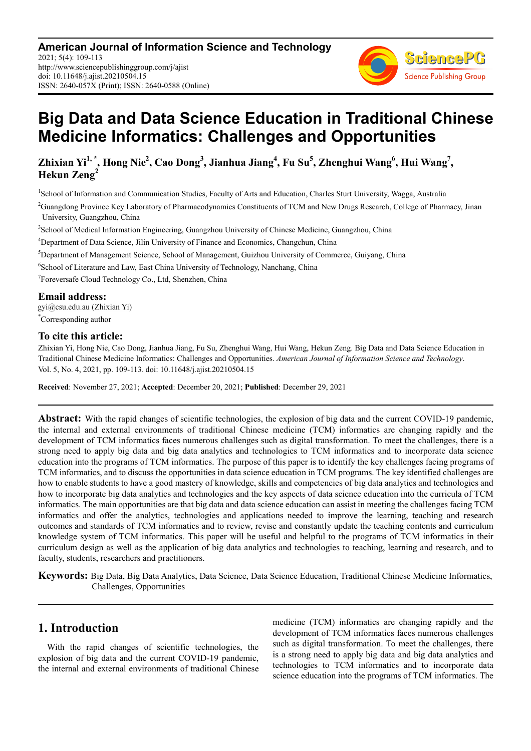# Big Data and Data Science Education in Traditional Chinese Medicine Informatics: Challenges and Opportunities

**Zhixian Yi[1, *], Hong Nie[2], Cao Dong[3], Jianhua Jiang[4], Fu Su[5], Zhenghui Wang[6], Hui Wang[7], Hekun Zeng[2]**

[1]School of Information and Communication Studies, Faculty of Arts and Education, Charles Sturt University, Wagga, Australia

[2]Guangdong Province Key Laboratory of Pharmacodynamics Constituents of TCM and New Drugs Research, College of Pharmacy, Jinan University, Guangzhou, China

[3]School of Medical Information Engineering, Guangzhou University of Chinese Medicine, Guangzhou, China

[4]Department of Data Science, Jilin University of Finance and Economics, Changchun, China

[5]Department of Management Science, School of Management, Guizhou University of Commerce, Guiyang, China

[6]School of Literature and Law, East China University of Technology, Nanchang, China

[7]Foreversafe Cloud Technology Co., Ltd, Shenzhen, China

## Email address:

gyi@csu.edu.au (Zhixian Yi)

[*]Corresponding author

## To cite this article:

Zhixian Yi, Hong Nie, Cao Dong, Jianhua Jiang, Fu Su, Zhenghui Wang, Hui Wang, Hekun Zeng. Big Data and Data Science Education in Traditional Chinese Medicine Informatics: Challenges and Opportunities. *American Journal of Information Science and Technology*. Vol. 5, No. 4, 2021, pp. 109-113. doi: 10.11648/j.ajist.20210504.15

**Received**: November 27, 2021; **Accepted**: December 20, 2021; **Published**: December 29, 2021

---

**Abstract:** With the rapid changes of scientific technologies, the explosion of big data and the current COVID-19 pandemic, the internal and external environments of traditional Chinese medicine (TCM) informatics are changing rapidly and the development of TCM informatics faces numerous challenges such as digital transformation. To meet the challenges, there is a strong need to apply big data and big data analytics and technologies to TCM informatics and to incorporate data science education into the programs of TCM informatics. The purpose of this paper is to identify the key challenges facing programs of TCM informatics, and to discuss the opportunities in data science education in TCM programs. The key identified challenges are how to enable students to have a good mastery of knowledge, skills and competencies of big data analytics and technologies and how to incorporate big data analytics and technologies and the key aspects of data science education into the curricula of TCM informatics. The main opportunities are that big data and data science education can assist in meeting the challenges facing TCM informatics and offer the analytics, technologies and applications needed to improve the learning, teaching and research outcomes and standards of TCM informatics and to review, revise and constantly update the teaching contents and curriculum knowledge system of TCM informatics. This paper will be useful and helpful to the programs of TCM informatics in their curriculum design as well as the application of big data analytics and technologies to teaching, learning and research, and to faculty, students, researchers and practitioners.

**Keywords:** Big Data, Big Data Analytics, Data Science, Data Science Education, Traditional Chinese Medicine Informatics, Challenges, Opportunities

---

## 1. Introduction

With the rapid changes of scientific technologies, the explosion of big data and the current COVID-19 pandemic, the internal and external environments of traditional Chinese medicine (TCM) informatics are changing rapidly and the development of TCM informatics faces numerous challenges such as digital transformation. To meet the challenges, there is a strong need to apply big data and big data analytics and technologies to TCM informatics and to incorporate data science education into the programs of TCM informatics. The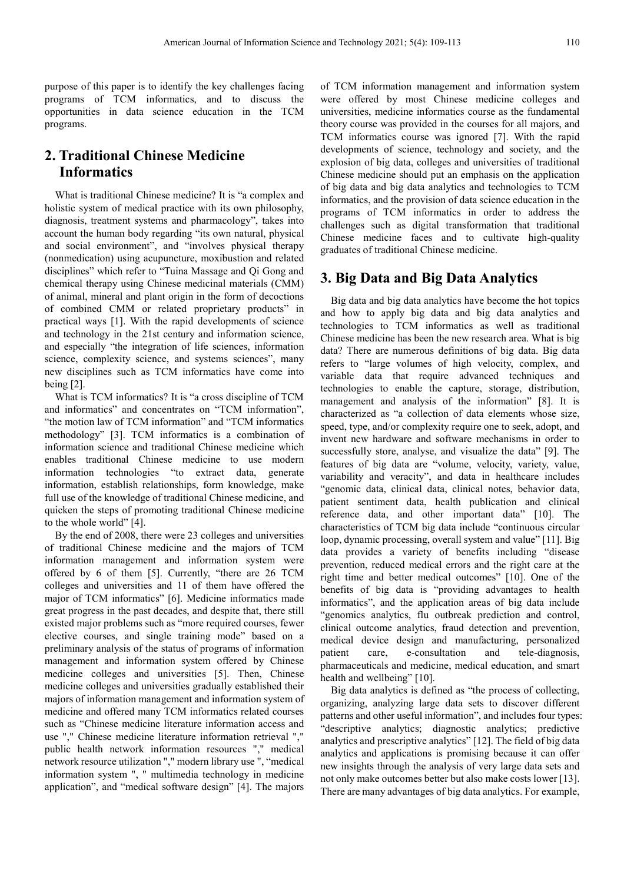purpose of this paper is to identify the key challenges facing programs of TCM informatics, and to discuss the opportunities in data science education in the TCM programs.

## 2. Traditional Chinese Medicine Informatics

What is traditional Chinese medicine? It is "a complex and holistic system of medical practice with its own philosophy, diagnosis, treatment systems and pharmacology", takes into account the human body regarding "its own natural, physical and social environment", and "involves physical therapy (nonmedication) using acupuncture, moxibustion and related disciplines" which refer to "Tuina Massage and Qi Gong and chemical therapy using Chinese medicinal materials (CMM) of animal, mineral and plant origin in the form of decoctions of combined CMM or related proprietary products" in practical ways [1]. With the rapid developments of science and technology in the 21st century and information science, and especially "the integration of life sciences, information science, complexity science, and systems sciences", many new disciplines such as TCM informatics have come into being [2].

What is TCM informatics? It is "a cross discipline of TCM and informatics" and concentrates on "TCM information", "the motion law of TCM information" and "TCM informatics methodology" [3]. TCM informatics is a combination of information science and traditional Chinese medicine which enables traditional Chinese medicine to use modern information technologies "to extract data, generate information, establish relationships, form knowledge, make full use of the knowledge of traditional Chinese medicine, and quicken the steps of promoting traditional Chinese medicine to the whole world" [4].

By the end of 2008, there were 23 colleges and universities of traditional Chinese medicine and the majors of TCM information management and information system were offered by 6 of them [5]. Currently, "there are 26 TCM colleges and universities and 11 of them have offered the major of TCM informatics" [6]. Medicine informatics made great progress in the past decades, and despite that, there still existed major problems such as "more required courses, fewer elective courses, and single training mode" based on a preliminary analysis of the status of programs of information management and information system offered by Chinese medicine colleges and universities [5]. Then, Chinese medicine colleges and universities gradually established their majors of information management and information system of medicine and offered many TCM informatics related courses such as "Chinese medicine literature information access and use "," Chinese medicine literature information retrieval "," public health network information resources "," medical network resource utilization "," modern library use ", "medical information system ", " multimedia technology in medicine application", and "medical software design" [4]. The majors of TCM information management and information system were offered by most Chinese medicine colleges and universities, medicine informatics course as the fundamental theory course was provided in the courses for all majors, and TCM informatics course was ignored [7]. With the rapid developments of science, technology and society, and the explosion of big data, colleges and universities of traditional Chinese medicine should put an emphasis on the application of big data and big data analytics and technologies to TCM informatics, and the provision of data science education in the programs of TCM informatics in order to address the challenges such as digital transformation that traditional Chinese medicine faces and to cultivate high-quality graduates of traditional Chinese medicine.

## 3. Big Data and Big Data Analytics

Big data and big data analytics have become the hot topics and how to apply big data and big data analytics and technologies to TCM informatics as well as traditional Chinese medicine has been the new research area. What is big data? There are numerous definitions of big data. Big data refers to "large volumes of high velocity, complex, and variable data that require advanced techniques and technologies to enable the capture, storage, distribution, management and analysis of the information" [8]. It is characterized as "a collection of data elements whose size, speed, type, and/or complexity require one to seek, adopt, and invent new hardware and software mechanisms in order to successfully store, analyse, and visualize the data" [9]. The features of big data are "volume, velocity, variety, value, variability and veracity", and data in healthcare includes "genomic data, clinical data, clinical notes, behavior data, patient sentiment data, health publication and clinical reference data, and other important data" [10]. The characteristics of TCM big data include "continuous circular loop, dynamic processing, overall system and value" [11]. Big data provides a variety of benefits including "disease prevention, reduced medical errors and the right care at the right time and better medical outcomes" [10]. One of the benefits of big data is "providing advantages to health informatics", and the application areas of big data include "genomics analytics, flu outbreak prediction and control, clinical outcome analytics, fraud detection and prevention, medical device design and manufacturing, personalized patient care, e-consultation and tele-diagnosis, pharmaceuticals and medicine, medical education, and smart health and wellbeing" [10].

Big data analytics is defined as "the process of collecting, organizing, analyzing large data sets to discover different patterns and other useful information", and includes four types: "descriptive analytics; diagnostic analytics; predictive analytics and prescriptive analytics" [12]. The field of big data analytics and applications is promising because it can offer new insights through the analysis of very large data sets and not only make outcomes better but also make costs lower [13]. There are many advantages of big data analytics. For example,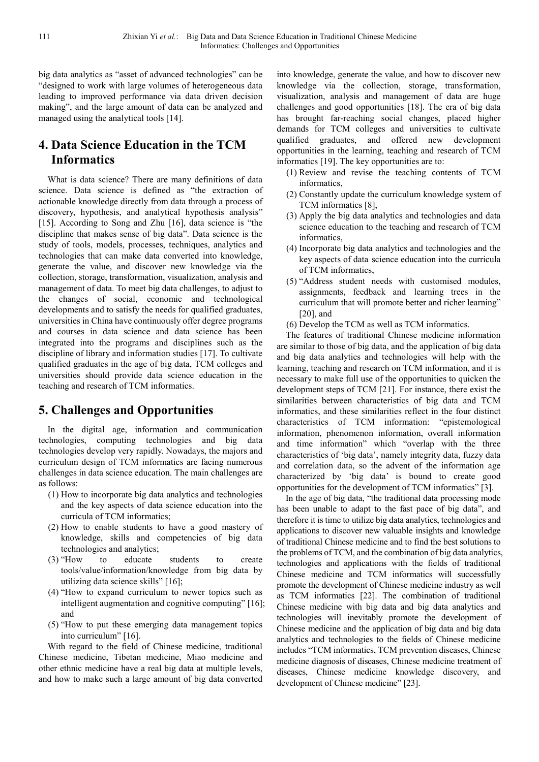big data analytics as "asset of advanced technologies" can be "designed to work with large volumes of heterogeneous data leading to improved performance via data driven decision making", and the large amount of data can be analyzed and managed using the analytical tools [14].

## 4. Data Science Education in the TCM Informatics

What is data science? There are many definitions of data science. Data science is defined as "the extraction of actionable knowledge directly from data through a process of discovery, hypothesis, and analytical hypothesis analysis" [15]. According to Song and Zhu [16], data science is "the discipline that makes sense of big data". Data science is the study of tools, models, processes, techniques, analytics and technologies that can make data converted into knowledge, generate the value, and discover new knowledge via the collection, storage, transformation, visualization, analysis and management of data. To meet big data challenges, to adjust to the changes of social, economic and technological developments and to satisfy the needs for qualified graduates, universities in China have continuously offer degree programs and courses in data science and data science has been integrated into the programs and disciplines such as the discipline of library and information studies [17]. To cultivate qualified graduates in the age of big data, TCM colleges and universities should provide data science education in the teaching and research of TCM informatics.

## 5. Challenges and Opportunities

In the digital age, information and communication technologies, computing technologies and big data technologies develop very rapidly. Nowadays, the majors and curriculum design of TCM informatics are facing numerous challenges in data science education. The main challenges are as follows:

(1) How to incorporate big data analytics and technologies and the key aspects of data science education into the curricula of TCM informatics;
(2) How to enable students to have a good mastery of knowledge, skills and competencies of big data technologies and analytics;
(3) "How to educate students to create tools/value/information/knowledge from big data by utilizing data science skills" [16];
(4) "How to expand curriculum to newer topics such as intelligent augmentation and cognitive computing" [16]; and
(5) "How to put these emerging data management topics into curriculum" [16].

With regard to the field of Chinese medicine, traditional Chinese medicine, Tibetan medicine, Miao medicine and other ethnic medicine have a real big data at multiple levels, and how to make such a large amount of big data converted into knowledge, generate the value, and how to discover new knowledge via the collection, storage, transformation, visualization, analysis and management of data are huge challenges and good opportunities [18]. The era of big data has brought far-reaching social changes, placed higher demands for TCM colleges and universities to cultivate qualified graduates, and offered new development opportunities in the learning, teaching and research of TCM informatics [19]. The key opportunities are to:

(1) Review and revise the teaching contents of TCM informatics,
(2) Constantly update the curriculum knowledge system of TCM informatics [8],
(3) Apply the big data analytics and technologies and data science education to the teaching and research of TCM informatics,
(4) Incorporate big data analytics and technologies and the key aspects of data science education into the curricula of TCM informatics,
(5) "Address student needs with customised modules, assignments, feedback and learning trees in the curriculum that will promote better and richer learning" [20], and
(6) Develop the TCM as well as TCM informatics.

The features of traditional Chinese medicine information are similar to those of big data, and the application of big data and big data analytics and technologies will help with the learning, teaching and research on TCM information, and it is necessary to make full use of the opportunities to quicken the development steps of TCM [21]. For instance, there exist the similarities between characteristics of big data and TCM informatics, and these similarities reflect in the four distinct characteristics of TCM information: "epistemological information, phenomenon information, overall information and time information" which "overlap with the three characteristics of 'big data', namely integrity data, fuzzy data and correlation data, so the advent of the information age characterized by 'big data' is bound to create good opportunities for the development of TCM informatics" [3].

In the age of big data, "the traditional data processing mode has been unable to adapt to the fast pace of big data", and therefore it is time to utilize big data analytics, technologies and applications to discover new valuable insights and knowledge of traditional Chinese medicine and to find the best solutions to the problems of TCM, and the combination of big data analytics, technologies and applications with the fields of traditional Chinese medicine and TCM informatics will successfully promote the development of Chinese medicine industry as well as TCM informatics [22]. The combination of traditional Chinese medicine with big data and big data analytics and technologies will inevitably promote the development of Chinese medicine and the application of big data and big data analytics and technologies to the fields of Chinese medicine includes "TCM informatics, TCM prevention diseases, Chinese medicine diagnosis of diseases, Chinese medicine treatment of diseases, Chinese medicine knowledge discovery, and development of Chinese medicine" [23].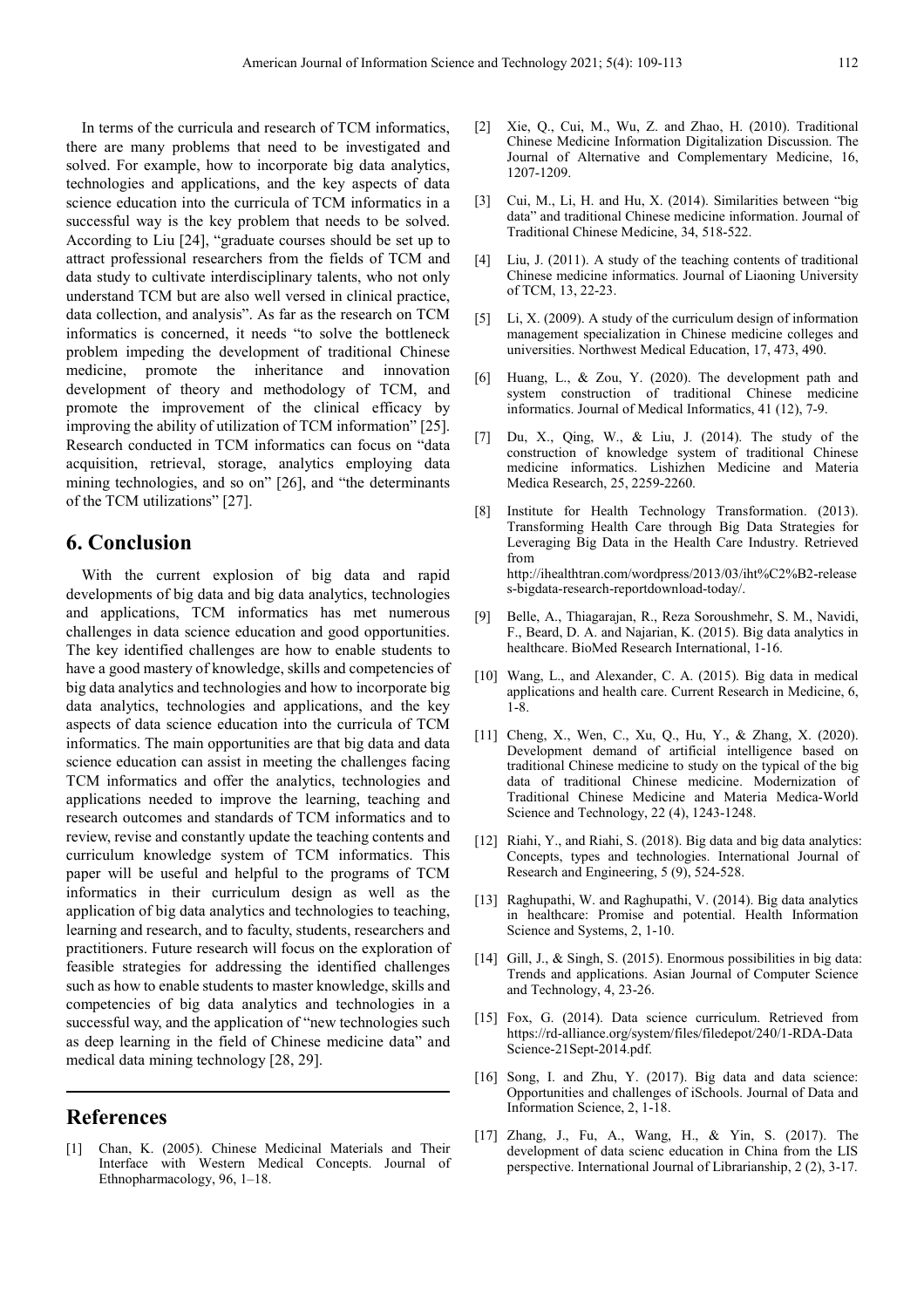In terms of the curricula and research of TCM informatics, there are many problems that need to be investigated and solved. For example, how to incorporate big data analytics, technologies and applications, and the key aspects of data science education into the curricula of TCM informatics in a successful way is the key problem that needs to be solved. According to Liu [24], "graduate courses should be set up to attract professional researchers from the fields of TCM and data study to cultivate interdisciplinary talents, who not only understand TCM but are also well versed in clinical practice, data collection, and analysis". As far as the research on TCM informatics is concerned, it needs "to solve the bottleneck problem impeding the development of traditional Chinese medicine, promote the inheritance and innovation development of theory and methodology of TCM, and promote the improvement of the clinical efficacy by improving the ability of utilization of TCM information" [25]. Research conducted in TCM informatics can focus on "data acquisition, retrieval, storage, analytics employing data mining technologies, and so on" [26], and "the determinants of the TCM utilizations" [27].

## 6. Conclusion

With the current explosion of big data and rapid developments of big data and big data analytics, technologies and applications, TCM informatics has met numerous challenges in data science education and good opportunities. The key identified challenges are how to enable students to have a good mastery of knowledge, skills and competencies of big data analytics and technologies and how to incorporate big data analytics, technologies and applications, and the key aspects of data science education into the curricula of TCM informatics. The main opportunities are that big data and data science education can assist in meeting the challenges facing TCM informatics and offer the analytics, technologies and applications needed to improve the learning, teaching and research outcomes and standards of TCM informatics and to review, revise and constantly update the teaching contents and curriculum knowledge system of TCM informatics. This paper will be useful and helpful to the programs of TCM informatics in their curriculum design as well as the application of big data analytics and technologies to teaching, learning and research, and to faculty, students, researchers and practitioners. Future research will focus on the exploration of feasible strategies for addressing the identified challenges such as how to enable students to master knowledge, skills and competencies of big data analytics and technologies in a successful way, and the application of "new technologies such as deep learning in the field of Chinese medicine data" and medical data mining technology [28, 29].

## References

[1] Chan, K. (2005). Chinese Medicinal Materials and Their Interface with Western Medical Concepts. Journal of Ethnopharmacology, 96, 1–18.

[2] Xie, Q., Cui, M., Wu, Z. and Zhao, H. (2010). Traditional Chinese Medicine Information Digitalization Discussion. The Journal of Alternative and Complementary Medicine, 16, 1207-1209.

[3] Cui, M., Li, H. and Hu, X. (2014). Similarities between "big data" and traditional Chinese medicine information. Journal of Traditional Chinese Medicine, 34, 518-522.

[4] Liu, J. (2011). A study of the teaching contents of traditional Chinese medicine informatics. Journal of Liaoning University of TCM, 13, 22-23.

[5] Li, X. (2009). A study of the curriculum design of information management specialization in Chinese medicine colleges and universities. Northwest Medical Education, 17, 473, 490.

[6] Huang, L., & Zou, Y. (2020). The development path and system construction of traditional Chinese medicine informatics. Journal of Medical Informatics, 41 (12), 7-9.

[7] Du, X., Qing, W., & Liu, J. (2014). The study of the construction of knowledge system of traditional Chinese medicine informatics. Lishizhen Medicine and Materia Medica Research, 25, 2259-2260.

[8] Institute for Health Technology Transformation. (2013). Transforming Health Care through Big Data Strategies for Leveraging Big Data in the Health Care Industry. Retrieved from http://ihealthtran.com/wordpress/2013/03/iht%C2%B2-releases-bigdata-research-reportdownload-today/.

[9] Belle, A., Thiagarajan, R., Reza Soroushmehr, S. M., Navidi, F., Beard, D. A. and Najarian, K. (2015). Big data analytics in healthcare. BioMed Research International, 1-16.

[10] Wang, L., and Alexander, C. A. (2015). Big data in medical applications and health care. Current Research in Medicine, 6, 1-8.

[11] Cheng, X., Wen, C., Xu, Q., Hu, Y., & Zhang, X. (2020). Development demand of artificial intelligence based on traditional Chinese medicine to study on the typical of the big data of traditional Chinese medicine. Modernization of Traditional Chinese Medicine and Materia Medica-World Science and Technology, 22 (4), 1243-1248.

[12] Riahi, Y., and Riahi, S. (2018). Big data and big data analytics: Concepts, types and technologies. International Journal of Research and Engineering, 5 (9), 524-528.

[13] Raghupathi, W. and Raghupathi, V. (2014). Big data analytics in healthcare: Promise and potential. Health Information Science and Systems, 2, 1-10.

[14] Gill, J., & Singh, S. (2015). Enormous possibilities in big data: Trends and applications. Asian Journal of Computer Science and Technology, 4, 23-26.

[15] Fox, G. (2014). Data science curriculum. Retrieved from https://rd-alliance.org/system/files/filedepot/240/1-RDA-Data Science-21Sept-2014.pdf.

[16] Song, I. and Zhu, Y. (2017). Big data and data science: Opportunities and challenges of iSchools. Journal of Data and Information Science, 2, 1-18.

[17] Zhang, J., Fu, A., Wang, H., & Yin, S. (2017). The development of data scienc education in China from the LIS perspective. International Journal of Librarianship, 2 (2), 3-17.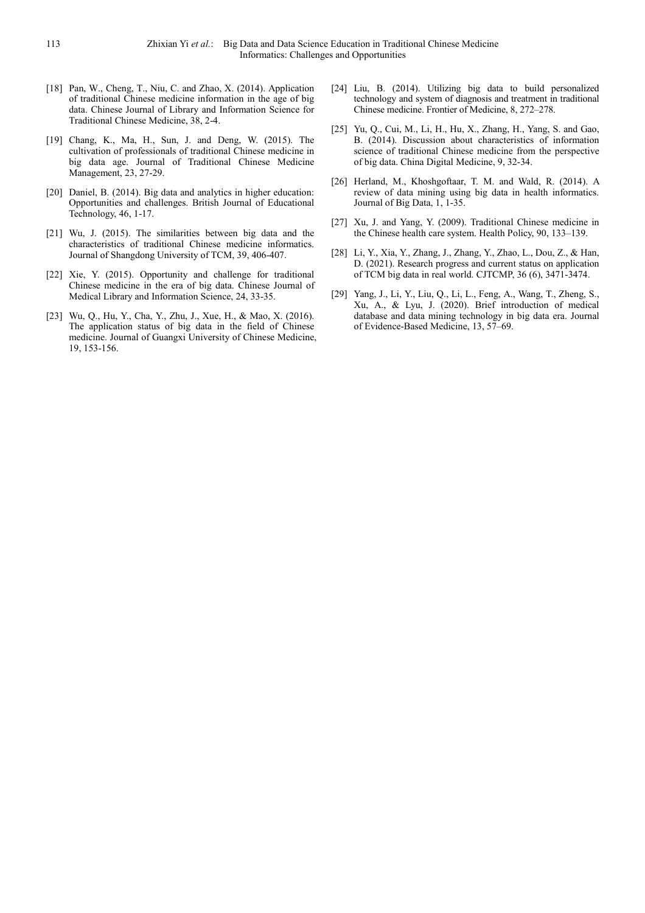[18] Pan, W., Cheng, T., Niu, C. and Zhao, X. (2014). Application of traditional Chinese medicine information in the age of big data. Chinese Journal of Library and Information Science for Traditional Chinese Medicine, 38, 2-4.

[19] Chang, K., Ma, H., Sun, J. and Deng, W. (2015). The cultivation of professionals of traditional Chinese medicine in big data age. Journal of Traditional Chinese Medicine Management, 23, 27-29.

[20] Daniel, B. (2014). Big data and analytics in higher education: Opportunities and challenges. British Journal of Educational Technology, 46, 1-17.

[21] Wu, J. (2015). The similarities between big data and the characteristics of traditional Chinese medicine informatics. Journal of Shangdong University of TCM, 39, 406-407.

[22] Xie, Y. (2015). Opportunity and challenge for traditional Chinese medicine in the era of big data. Chinese Journal of Medical Library and Information Science, 24, 33-35.

[23] Wu, Q., Hu, Y., Cha, Y., Zhu, J., Xue, H., & Mao, X. (2016). The application status of big data in the field of Chinese medicine. Journal of Guangxi University of Chinese Medicine, 19, 153-156.

[24] Liu, B. (2014). Utilizing big data to build personalized technology and system of diagnosis and treatment in traditional Chinese medicine. Frontier of Medicine, 8, 272–278.

[25] Yu, Q., Cui, M., Li, H., Hu, X., Zhang, H., Yang, S. and Gao, B. (2014). Discussion about characteristics of information science of traditional Chinese medicine from the perspective of big data. China Digital Medicine, 9, 32-34.

[26] Herland, M., Khoshgoftaar, T. M. and Wald, R. (2014). A review of data mining using big data in health informatics. Journal of Big Data, 1, 1-35.

[27] Xu, J. and Yang, Y. (2009). Traditional Chinese medicine in the Chinese health care system. Health Policy, 90, 133–139.

[28] Li, Y., Xia, Y., Zhang, J., Zhang, Y., Zhao, L., Dou, Z., & Han, D. (2021). Research progress and current status on application of TCM big data in real world. CJTCMP, 36 (6), 3471-3474.

[29] Yang, J., Li, Y., Liu, Q., Li, L., Feng, A., Wang, T., Zheng, S., Xu, A., & Lyu, J. (2020). Brief introduction of medical database and data mining technology in big data era. Journal of Evidence-Based Medicine, 13, 57–69.